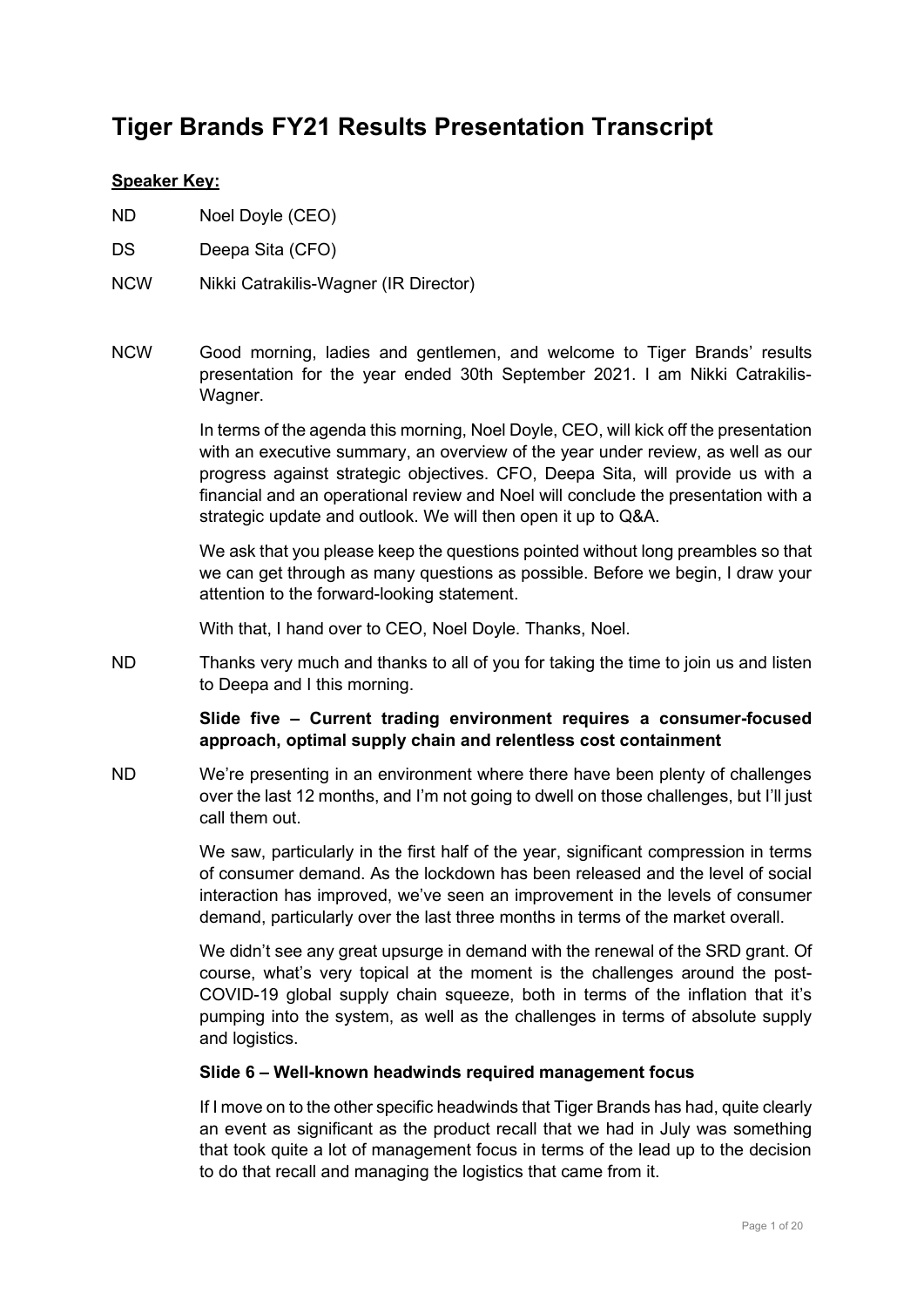# Tiger Brands FY21 Results Presentation Transcript

**Speaker Key:**

ND Noel Doyle (CEO)

DS Deepa Sita (CFO)

NCW Nikki Catrakilis-Wagner (IR Director)

NCW Good morning, ladies and gentlemen, and welcome to Tiger Brands' results presentation for the year ended 30th September 2021. I am Nikki Catrakilis-Wagner.

In terms of the agenda this morning, Noel Doyle, CEO, will kick off the presentation with an executive summary, an overview of the year under review, as well as our progress against strategic objectives. CFO, Deepa Sita, will provide us with a financial and an operational review and Noel will conclude the presentation with a strategic update and outlook. We will then open it up to Q&A.

We ask that you please keep the questions pointed without long preambles so that we can get through as many questions as possible. Before we begin, I draw your attention to the forward-looking statement.

With that, I hand over to CEO, Noel Doyle. Thanks, Noel.

ND Thanks very much and thanks to all of you for taking the time to join us and listen to Deepa and I this morning.

**Slide five – Current trading environment requires a consumer-focused approach, optimal supply chain and relentless cost containment**

ND We're presenting in an environment where there have been plenty of challenges over the last 12 months, and I'm not going to dwell on those challenges, but I'll just call them out.

We saw, particularly in the first half of the year, significant compression in terms of consumer demand. As the lockdown has been released and the level of social interaction has improved, we've seen an improvement in the levels of consumer demand, particularly over the last three months in terms of the market overall.

We didn't see any great upsurge in demand with the renewal of the SRD grant. Of course, what's very topical at the moment is the challenges around the post-COVID-19 global supply chain squeeze, both in terms of the inflation that it's pumping into the system, as well as the challenges in terms of absolute supply and logistics.

**Slide 6 – Well-known headwinds required management focus**

If I move on to the other specific headwinds that Tiger Brands has had, quite clearly an event as significant as the product recall that we had in July was something that took quite a lot of management focus in terms of the lead up to the decision to do that recall and managing the logistics that came from it.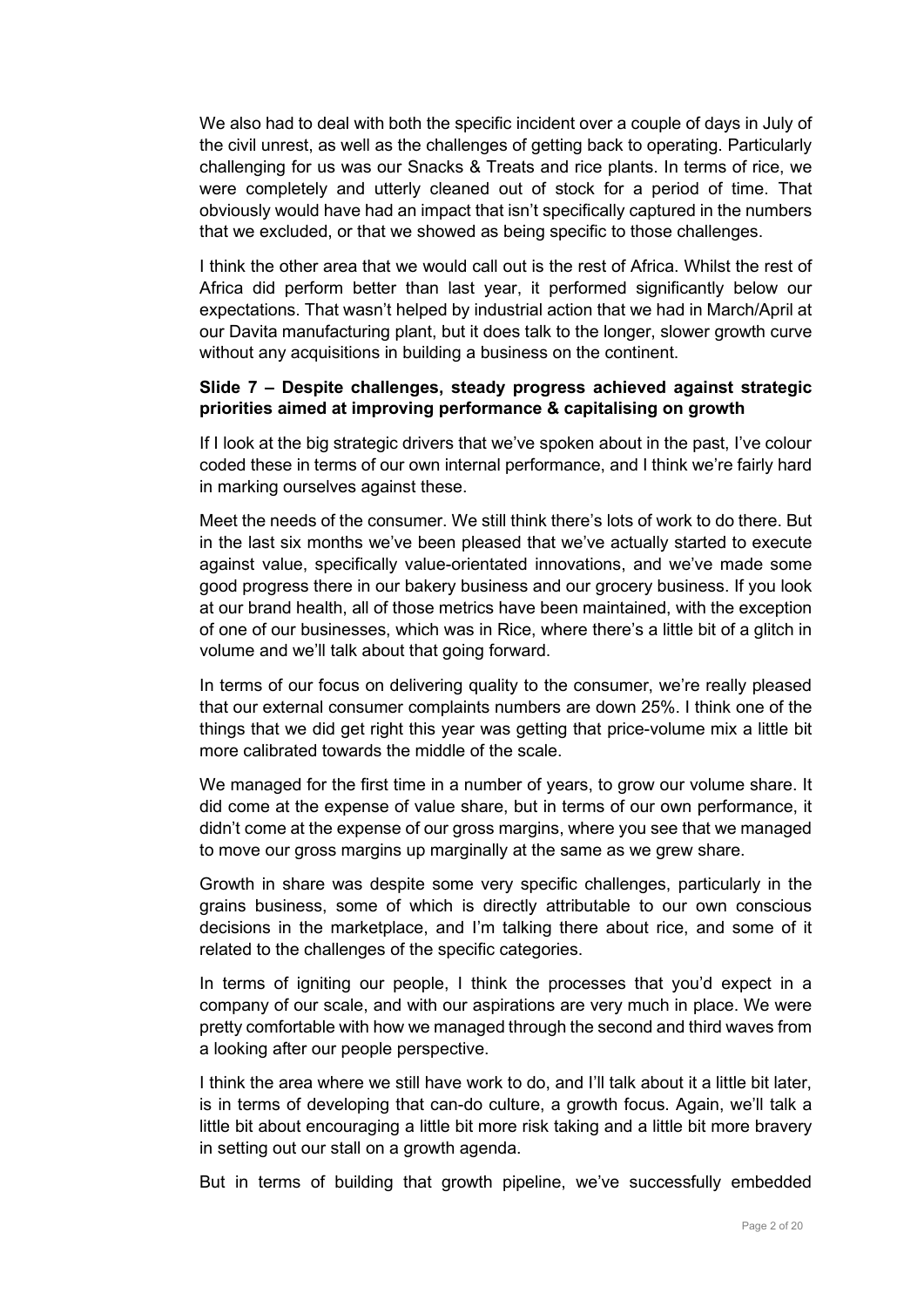We also had to deal with both the specific incident over a couple of days in July of the civil unrest, as well as the challenges of getting back to operating. Particularly challenging for us was our Snacks & Treats and rice plants. In terms of rice, we were completely and utterly cleaned out of stock for a period of time. That obviously would have had an impact that isn't specifically captured in the numbers that we excluded, or that we showed as being specific to those challenges.

I think the other area that we would call out is the rest of Africa. Whilst the rest of Africa did perform better than last year, it performed significantly below our expectations. That wasn't helped by industrial action that we had in March/April at our Davita manufacturing plant, but it does talk to the longer, slower growth curve without any acquisitions in building a business on the continent.

**Slide 7 – Despite challenges, steady progress achieved against strategic priorities aimed at improving performance & capitalising on growth**

If I look at the big strategic drivers that we've spoken about in the past, I've colour coded these in terms of our own internal performance, and I think we're fairly hard in marking ourselves against these.

Meet the needs of the consumer. We still think there's lots of work to do there. But in the last six months we've been pleased that we've actually started to execute against value, specifically value-orientated innovations, and we've made some good progress there in our bakery business and our grocery business. If you look at our brand health, all of those metrics have been maintained, with the exception of one of our businesses, which was in Rice, where there's a little bit of a glitch in volume and we'll talk about that going forward.

In terms of our focus on delivering quality to the consumer, we're really pleased that our external consumer complaints numbers are down 25%. I think one of the things that we did get right this year was getting that price-volume mix a little bit more calibrated towards the middle of the scale.

We managed for the first time in a number of years, to grow our volume share. It did come at the expense of value share, but in terms of our own performance, it didn't come at the expense of our gross margins, where you see that we managed to move our gross margins up marginally at the same as we grew share.

Growth in share was despite some very specific challenges, particularly in the grains business, some of which is directly attributable to our own conscious decisions in the marketplace, and I'm talking there about rice, and some of it related to the challenges of the specific categories.

In terms of igniting our people, I think the processes that you'd expect in a company of our scale, and with our aspirations are very much in place. We were pretty comfortable with how we managed through the second and third waves from a looking after our people perspective.

I think the area where we still have work to do, and I'll talk about it a little bit later, is in terms of developing that can-do culture, a growth focus. Again, we'll talk a little bit about encouraging a little bit more risk taking and a little bit more bravery in setting out our stall on a growth agenda.

But in terms of building that growth pipeline, we've successfully embedded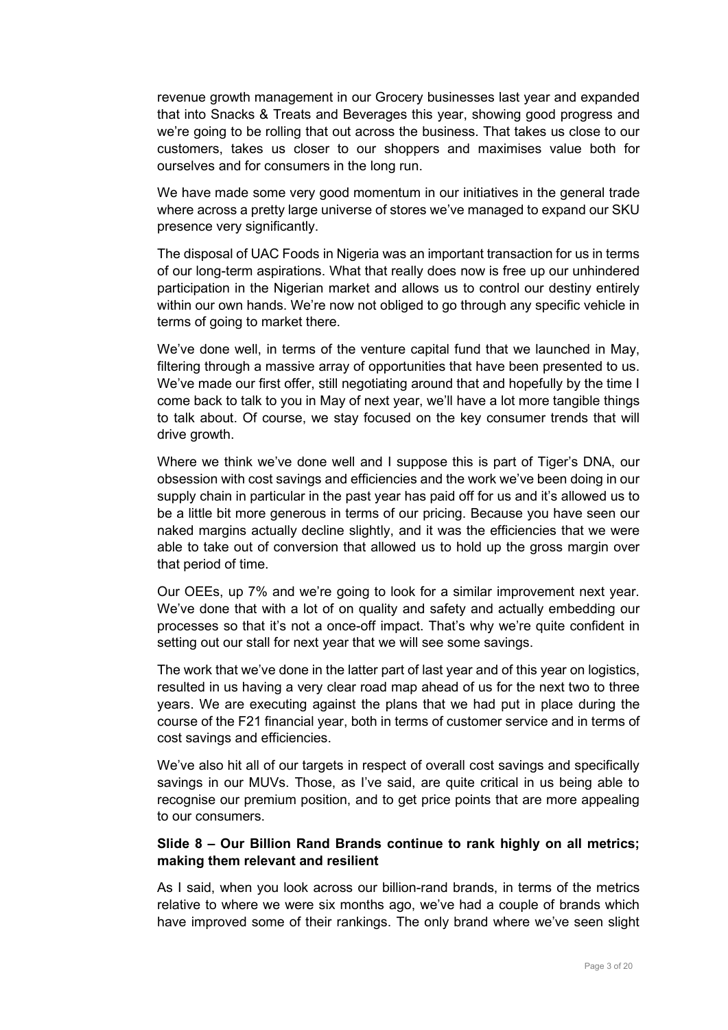revenue growth management in our Grocery businesses last year and expanded that into Snacks & Treats and Beverages this year, showing good progress and we're going to be rolling that out across the business. That takes us close to our customers, takes us closer to our shoppers and maximises value both for ourselves and for consumers in the long run.

We have made some very good momentum in our initiatives in the general trade where across a pretty large universe of stores we've managed to expand our SKU presence very significantly.

The disposal of UAC Foods in Nigeria was an important transaction for us in terms of our long-term aspirations. What that really does now is free up our unhindered participation in the Nigerian market and allows us to control our destiny entirely within our own hands. We're now not obliged to go through any specific vehicle in terms of going to market there.

We've done well, in terms of the venture capital fund that we launched in May, filtering through a massive array of opportunities that have been presented to us. We've made our first offer, still negotiating around that and hopefully by the time I come back to talk to you in May of next year, we'll have a lot more tangible things to talk about. Of course, we stay focused on the key consumer trends that will drive growth.

Where we think we've done well and I suppose this is part of Tiger's DNA, our obsession with cost savings and efficiencies and the work we've been doing in our supply chain in particular in the past year has paid off for us and it's allowed us to be a little bit more generous in terms of our pricing. Because you have seen our naked margins actually decline slightly, and it was the efficiencies that we were able to take out of conversion that allowed us to hold up the gross margin over that period of time.

Our OEEs, up 7% and we're going to look for a similar improvement next year. We've done that with a lot of on quality and safety and actually embedding our processes so that it's not a once-off impact. That's why we're quite confident in setting out our stall for next year that we will see some savings.

The work that we've done in the latter part of last year and of this year on logistics, resulted in us having a very clear road map ahead of us for the next two to three years. We are executing against the plans that we had put in place during the course of the F21 financial year, both in terms of customer service and in terms of cost savings and efficiencies.

We've also hit all of our targets in respect of overall cost savings and specifically savings in our MUVs. Those, as I've said, are quite critical in us being able to recognise our premium position, and to get price points that are more appealing to our consumers.

**Slide 8 – Our Billion Rand Brands continue to rank highly on all metrics; making them relevant and resilient**

As I said, when you look across our billion-rand brands, in terms of the metrics relative to where we were six months ago, we've had a couple of brands which have improved some of their rankings. The only brand where we've seen slight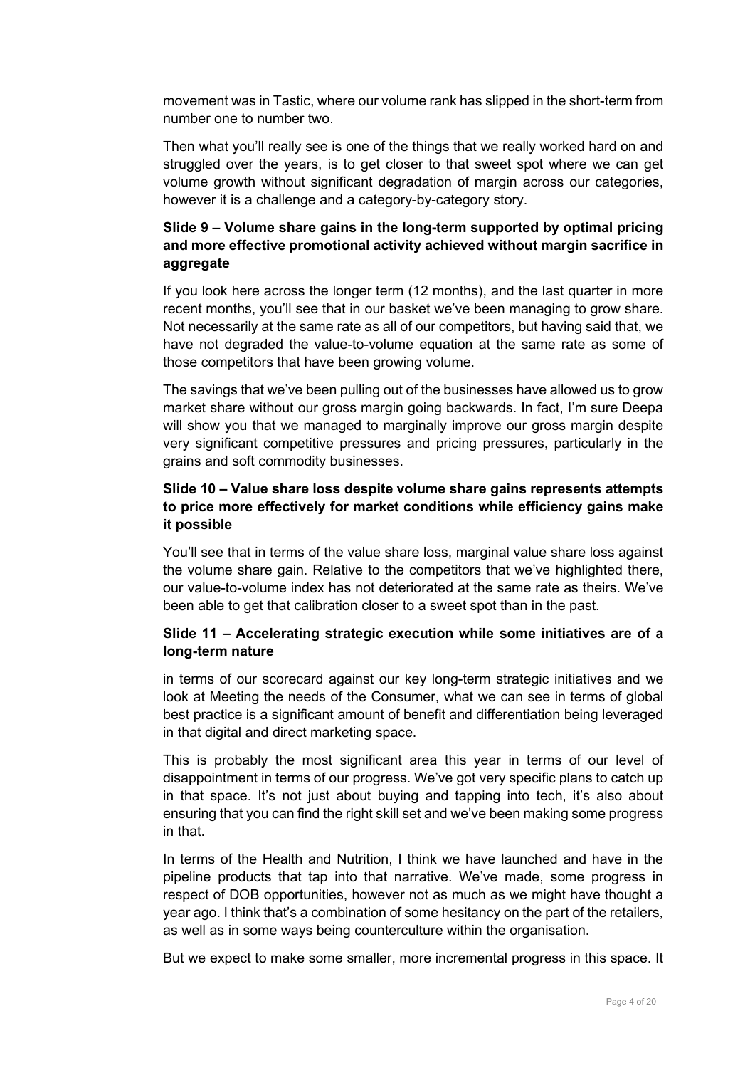movement was in Tastic, where our volume rank has slipped in the short-term from number one to number two.

Then what you'll really see is one of the things that we really worked hard on and struggled over the years, is to get closer to that sweet spot where we can get volume growth without significant degradation of margin across our categories, however it is a challenge and a category-by-category story.

### Slide 9 – Volume share gains in the long-term supported by optimal pricing and more effective promotional activity achieved without margin sacrifice in aggregate

If you look here across the longer term (12 months), and the last quarter in more recent months, you'll see that in our basket we've been managing to grow share. Not necessarily at the same rate as all of our competitors, but having said that, we have not degraded the value-to-volume equation at the same rate as some of those competitors that have been growing volume.

The savings that we've been pulling out of the businesses have allowed us to grow market share without our gross margin going backwards. In fact, I'm sure Deepa will show you that we managed to marginally improve our gross margin despite very significant competitive pressures and pricing pressures, particularly in the grains and soft commodity businesses.

### Slide 10 – Value share loss despite volume share gains represents attempts to price more effectively for market conditions while efficiency gains make it possible

You'll see that in terms of the value share loss, marginal value share loss against the volume share gain. Relative to the competitors that we've highlighted there, our value-to-volume index has not deteriorated at the same rate as theirs. We've been able to get that calibration closer to a sweet spot than in the past.

### Slide 11 – Accelerating strategic execution while some initiatives are of a long-term nature

in terms of our scorecard against our key long-term strategic initiatives and we look at Meeting the needs of the Consumer, what we can see in terms of global best practice is a significant amount of benefit and differentiation being leveraged in that digital and direct marketing space.

This is probably the most significant area this year in terms of our level of disappointment in terms of our progress. We've got very specific plans to catch up in that space. It's not just about buying and tapping into tech, it's also about ensuring that you can find the right skill set and we've been making some progress in that.

In terms of the Health and Nutrition, I think we have launched and have in the pipeline products that tap into that narrative. We've made, some progress in respect of DOB opportunities, however not as much as we might have thought a year ago. I think that's a combination of some hesitancy on the part of the retailers, as well as in some ways being counterculture within the organisation.

But we expect to make some smaller, more incremental progress in this space. It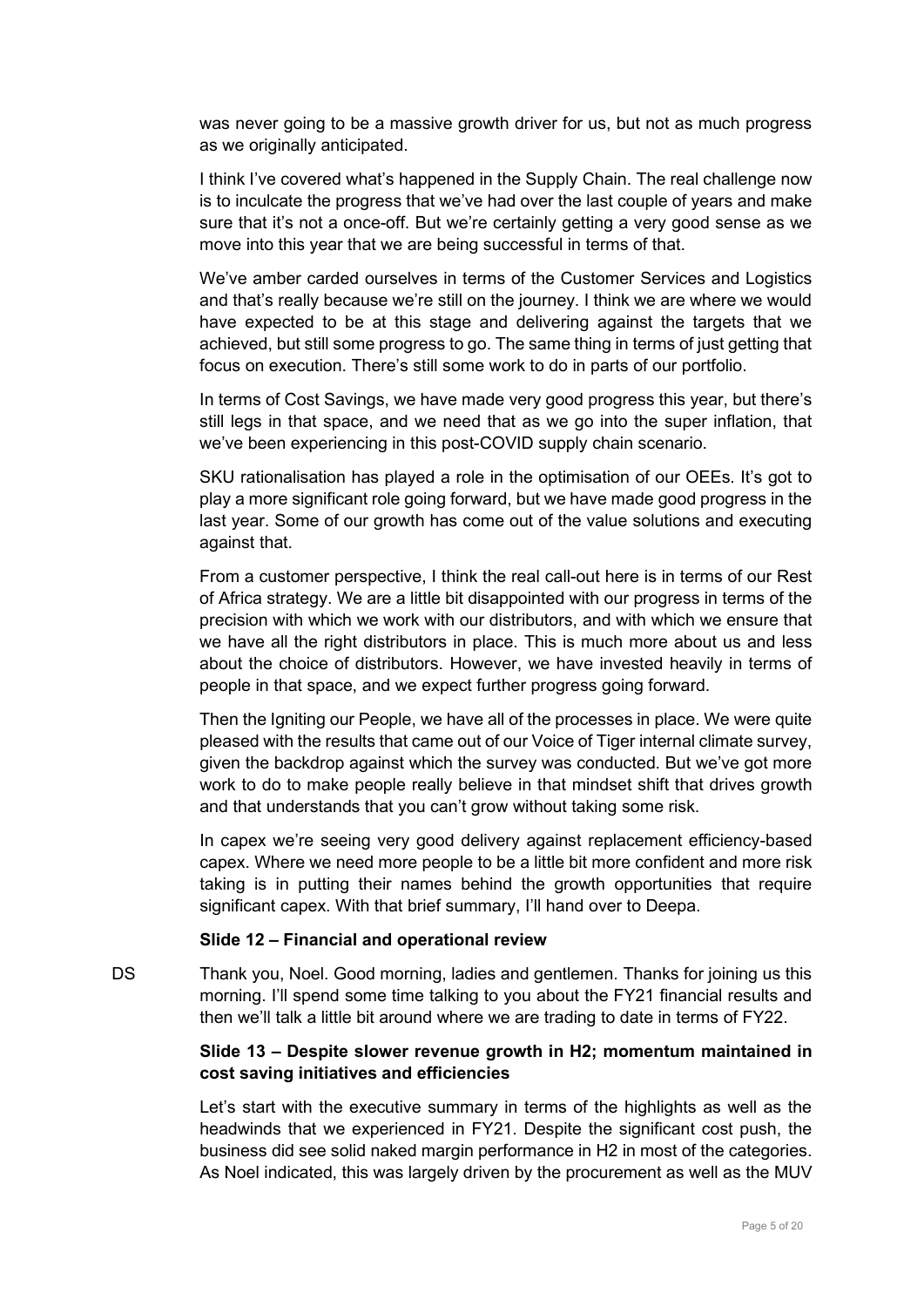was never going to be a massive growth driver for us, but not as much progress as we originally anticipated.

I think I've covered what's happened in the Supply Chain. The real challenge now is to inculcate the progress that we've had over the last couple of years and make sure that it's not a once-off. But we're certainly getting a very good sense as we move into this year that we are being successful in terms of that.

We've amber carded ourselves in terms of the Customer Services and Logistics and that's really because we're still on the journey. I think we are where we would have expected to be at this stage and delivering against the targets that we achieved, but still some progress to go. The same thing in terms of just getting that focus on execution. There's still some work to do in parts of our portfolio.

In terms of Cost Savings, we have made very good progress this year, but there's still legs in that space, and we need that as we go into the super inflation, that we've been experiencing in this post-COVID supply chain scenario.

SKU rationalisation has played a role in the optimisation of our OEEs. It's got to play a more significant role going forward, but we have made good progress in the last year. Some of our growth has come out of the value solutions and executing against that.

From a customer perspective, I think the real call-out here is in terms of our Rest of Africa strategy. We are a little bit disappointed with our progress in terms of the precision with which we work with our distributors, and with which we ensure that we have all the right distributors in place. This is much more about us and less about the choice of distributors. However, we have invested heavily in terms of people in that space, and we expect further progress going forward.

Then the Igniting our People, we have all of the processes in place. We were quite pleased with the results that came out of our Voice of Tiger internal climate survey, given the backdrop against which the survey was conducted. But we've got more work to do to make people really believe in that mindset shift that drives growth and that understands that you can't grow without taking some risk.

In capex we're seeing very good delivery against replacement efficiency-based capex. Where we need more people to be a little bit more confident and more risk taking is in putting their names behind the growth opportunities that require significant capex. With that brief summary, I'll hand over to Deepa.

**Slide 12 – Financial and operational review**

DS Thank you, Noel. Good morning, ladies and gentlemen. Thanks for joining us this morning. I'll spend some time talking to you about the FY21 financial results and then we'll talk a little bit around where we are trading to date in terms of FY22.

**Slide 13 – Despite slower revenue growth in H2; momentum maintained in cost saving initiatives and efficiencies**

Let's start with the executive summary in terms of the highlights as well as the headwinds that we experienced in FY21. Despite the significant cost push, the business did see solid naked margin performance in H2 in most of the categories. As Noel indicated, this was largely driven by the procurement as well as the MUV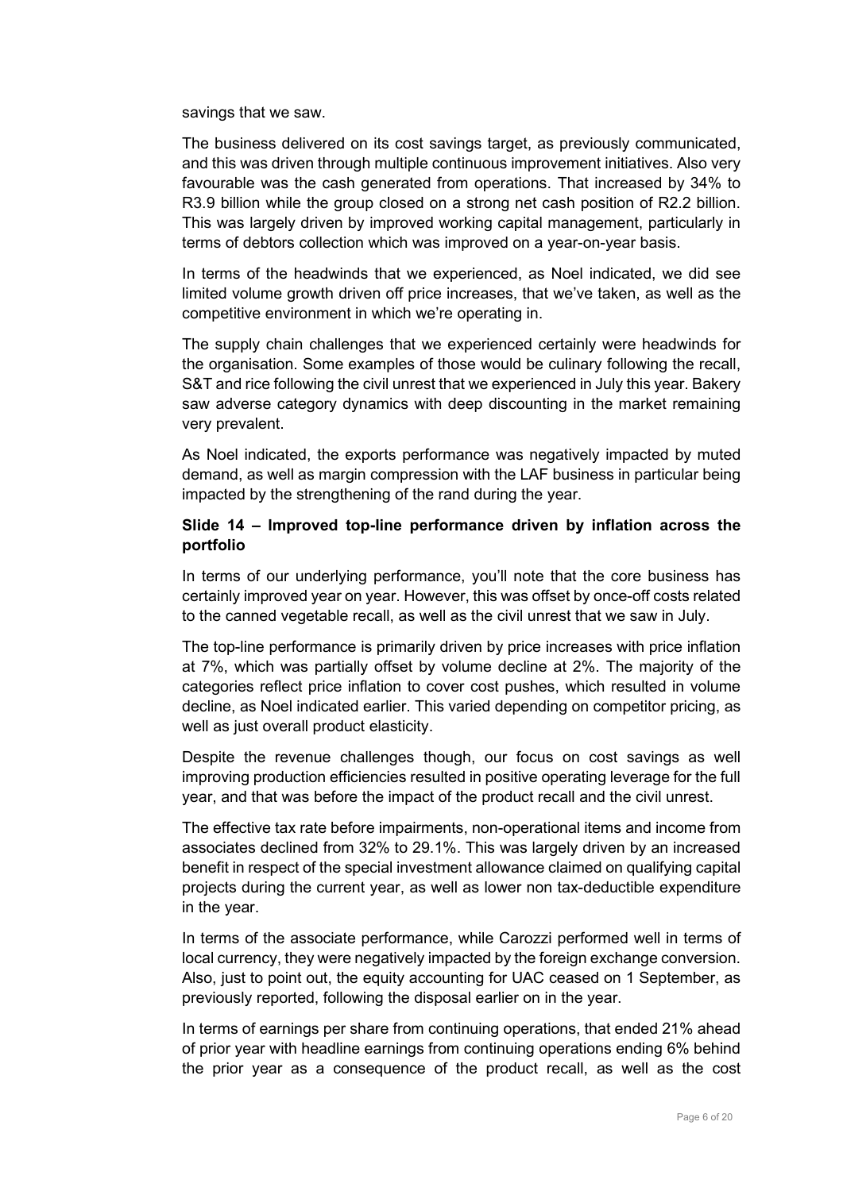savings that we saw.

The business delivered on its cost savings target, as previously communicated, and this was driven through multiple continuous improvement initiatives. Also very favourable was the cash generated from operations. That increased by 34% to R3.9 billion while the group closed on a strong net cash position of R2.2 billion. This was largely driven by improved working capital management, particularly in terms of debtors collection which was improved on a year-on-year basis.

In terms of the headwinds that we experienced, as Noel indicated, we did see limited volume growth driven off price increases, that we've taken, as well as the competitive environment in which we're operating in.

The supply chain challenges that we experienced certainly were headwinds for the organisation. Some examples of those would be culinary following the recall, S&T and rice following the civil unrest that we experienced in July this year. Bakery saw adverse category dynamics with deep discounting in the market remaining very prevalent.

As Noel indicated, the exports performance was negatively impacted by muted demand, as well as margin compression with the LAF business in particular being impacted by the strengthening of the rand during the year.

**Slide 14 – Improved top-line performance driven by inflation across the portfolio**

In terms of our underlying performance, you'll note that the core business has certainly improved year on year. However, this was offset by once-off costs related to the canned vegetable recall, as well as the civil unrest that we saw in July.

The top-line performance is primarily driven by price increases with price inflation at 7%, which was partially offset by volume decline at 2%. The majority of the categories reflect price inflation to cover cost pushes, which resulted in volume decline, as Noel indicated earlier. This varied depending on competitor pricing, as well as just overall product elasticity.

Despite the revenue challenges though, our focus on cost savings as well improving production efficiencies resulted in positive operating leverage for the full year, and that was before the impact of the product recall and the civil unrest.

The effective tax rate before impairments, non-operational items and income from associates declined from 32% to 29.1%. This was largely driven by an increased benefit in respect of the special investment allowance claimed on qualifying capital projects during the current year, as well as lower non tax-deductible expenditure in the year.

In terms of the associate performance, while Carozzi performed well in terms of local currency, they were negatively impacted by the foreign exchange conversion. Also, just to point out, the equity accounting for UAC ceased on 1 September, as previously reported, following the disposal earlier on in the year.

In terms of earnings per share from continuing operations, that ended 21% ahead of prior year with headline earnings from continuing operations ending 6% behind the prior year as a consequence of the product recall, as well as the cost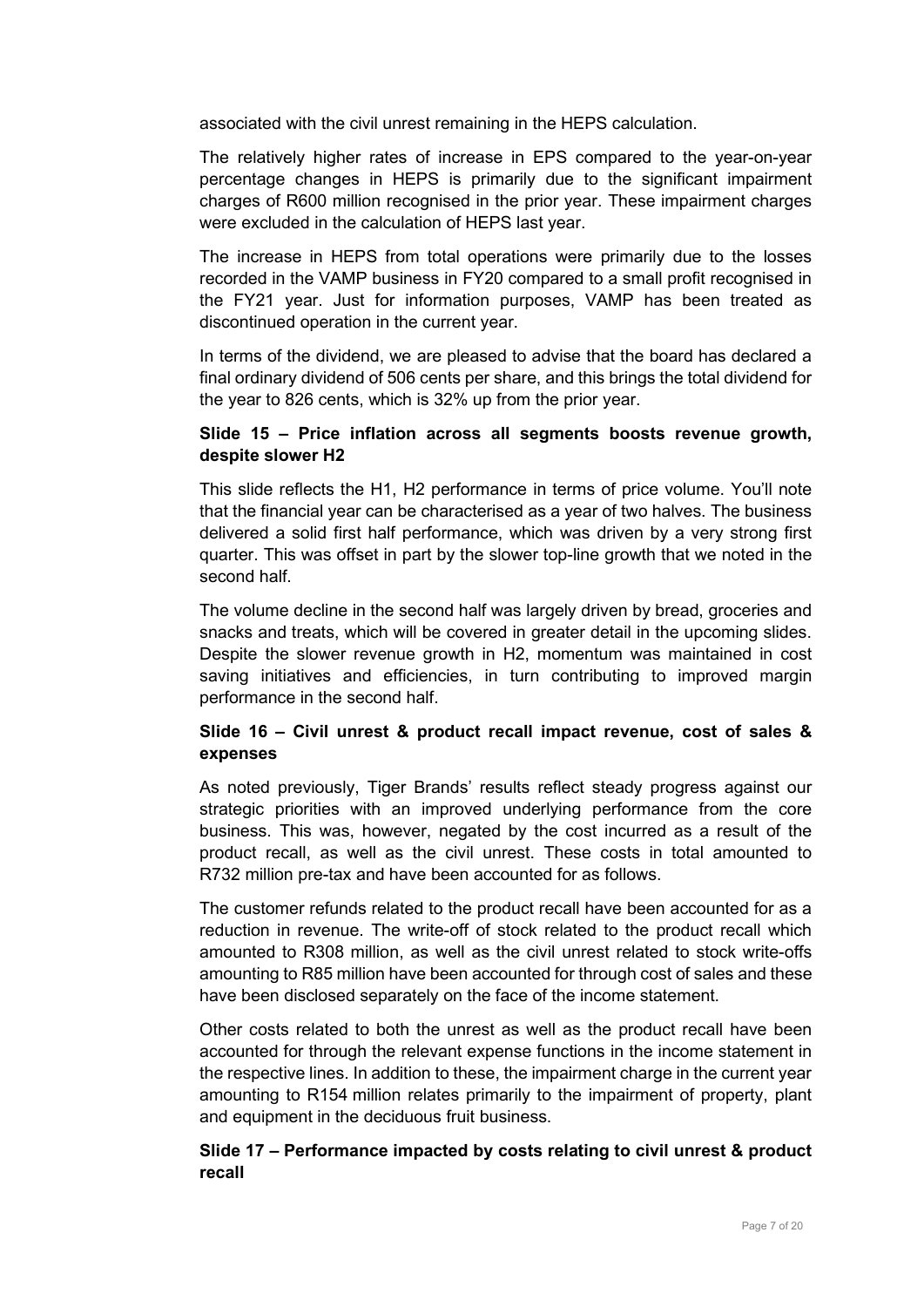associated with the civil unrest remaining in the HEPS calculation.

The relatively higher rates of increase in EPS compared to the year-on-year percentage changes in HEPS is primarily due to the significant impairment charges of R600 million recognised in the prior year. These impairment charges were excluded in the calculation of HEPS last year.

The increase in HEPS from total operations were primarily due to the losses recorded in the VAMP business in FY20 compared to a small profit recognised in the FY21 year. Just for information purposes, VAMP has been treated as discontinued operation in the current year.

In terms of the dividend, we are pleased to advise that the board has declared a final ordinary dividend of 506 cents per share, and this brings the total dividend for the year to 826 cents, which is 32% up from the prior year.

### Slide 15 – Price inflation across all segments boosts revenue growth, despite slower H2

This slide reflects the H1, H2 performance in terms of price volume. You'll note that the financial year can be characterised as a year of two halves. The business delivered a solid first half performance, which was driven by a very strong first quarter. This was offset in part by the slower top-line growth that we noted in the second half.

The volume decline in the second half was largely driven by bread, groceries and snacks and treats, which will be covered in greater detail in the upcoming slides. Despite the slower revenue growth in H2, momentum was maintained in cost saving initiatives and efficiencies, in turn contributing to improved margin performance in the second half.

### Slide 16 – Civil unrest & product recall impact revenue, cost of sales & expenses

As noted previously, Tiger Brands' results reflect steady progress against our strategic priorities with an improved underlying performance from the core business. This was, however, negated by the cost incurred as a result of the product recall, as well as the civil unrest. These costs in total amounted to R732 million pre-tax and have been accounted for as follows.

The customer refunds related to the product recall have been accounted for as a reduction in revenue. The write-off of stock related to the product recall which amounted to R308 million, as well as the civil unrest related to stock write-offs amounting to R85 million have been accounted for through cost of sales and these have been disclosed separately on the face of the income statement.

Other costs related to both the unrest as well as the product recall have been accounted for through the relevant expense functions in the income statement in the respective lines. In addition to these, the impairment charge in the current year amounting to R154 million relates primarily to the impairment of property, plant and equipment in the deciduous fruit business.

### Slide 17 – Performance impacted by costs relating to civil unrest & product recall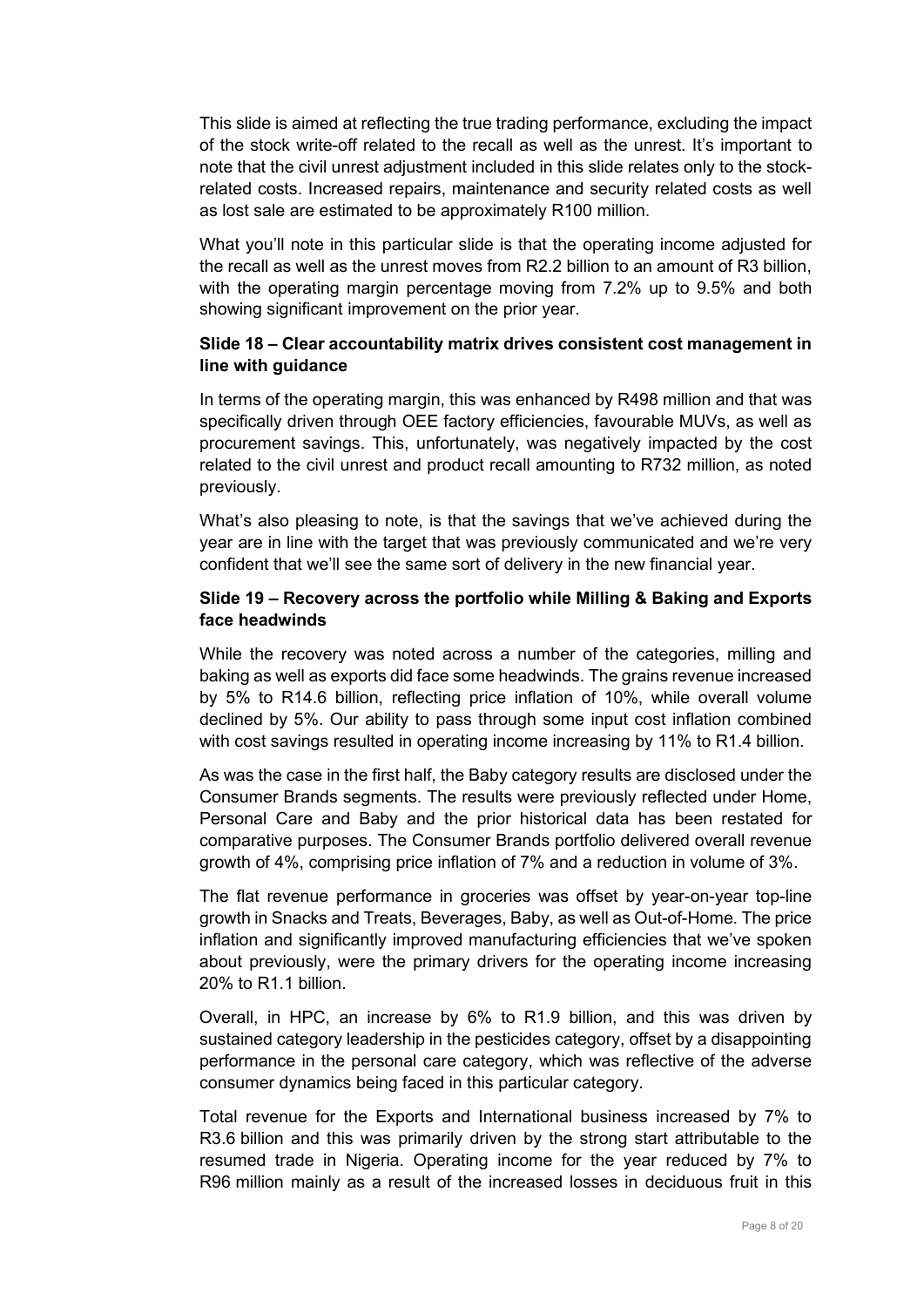This slide is aimed at reflecting the true trading performance, excluding the impact of the stock write-off related to the recall as well as the unrest. It's important to note that the civil unrest adjustment included in this slide relates only to the stock-related costs. Increased repairs, maintenance and security related costs as well as lost sale are estimated to be approximately R100 million.

What you'll note in this particular slide is that the operating income adjusted for the recall as well as the unrest moves from R2.2 billion to an amount of R3 billion, with the operating margin percentage moving from 7.2% up to 9.5% and both showing significant improvement on the prior year.

### Slide 18 – Clear accountability matrix drives consistent cost management in line with guidance

In terms of the operating margin, this was enhanced by R498 million and that was specifically driven through OEE factory efficiencies, favourable MUVs, as well as procurement savings. This, unfortunately, was negatively impacted by the cost related to the civil unrest and product recall amounting to R732 million, as noted previously.

What's also pleasing to note, is that the savings that we've achieved during the year are in line with the target that was previously communicated and we're very confident that we'll see the same sort of delivery in the new financial year.

### Slide 19 – Recovery across the portfolio while Milling & Baking and Exports face headwinds

While the recovery was noted across a number of the categories, milling and baking as well as exports did face some headwinds. The grains revenue increased by 5% to R14.6 billion, reflecting price inflation of 10%, while overall volume declined by 5%. Our ability to pass through some input cost inflation combined with cost savings resulted in operating income increasing by 11% to R1.4 billion.

As was the case in the first half, the Baby category results are disclosed under the Consumer Brands segments. The results were previously reflected under Home, Personal Care and Baby and the prior historical data has been restated for comparative purposes. The Consumer Brands portfolio delivered overall revenue growth of 4%, comprising price inflation of 7% and a reduction in volume of 3%.

The flat revenue performance in groceries was offset by year-on-year top-line growth in Snacks and Treats, Beverages, Baby, as well as Out-of-Home. The price inflation and significantly improved manufacturing efficiencies that we've spoken about previously, were the primary drivers for the operating income increasing 20% to R1.1 billion.

Overall, in HPC, an increase by 6% to R1.9 billion, and this was driven by sustained category leadership in the pesticides category, offset by a disappointing performance in the personal care category, which was reflective of the adverse consumer dynamics being faced in this particular category.

Total revenue for the Exports and International business increased by 7% to R3.6 billion and this was primarily driven by the strong start attributable to the resumed trade in Nigeria. Operating income for the year reduced by 7% to R96 million mainly as a result of the increased losses in deciduous fruit in this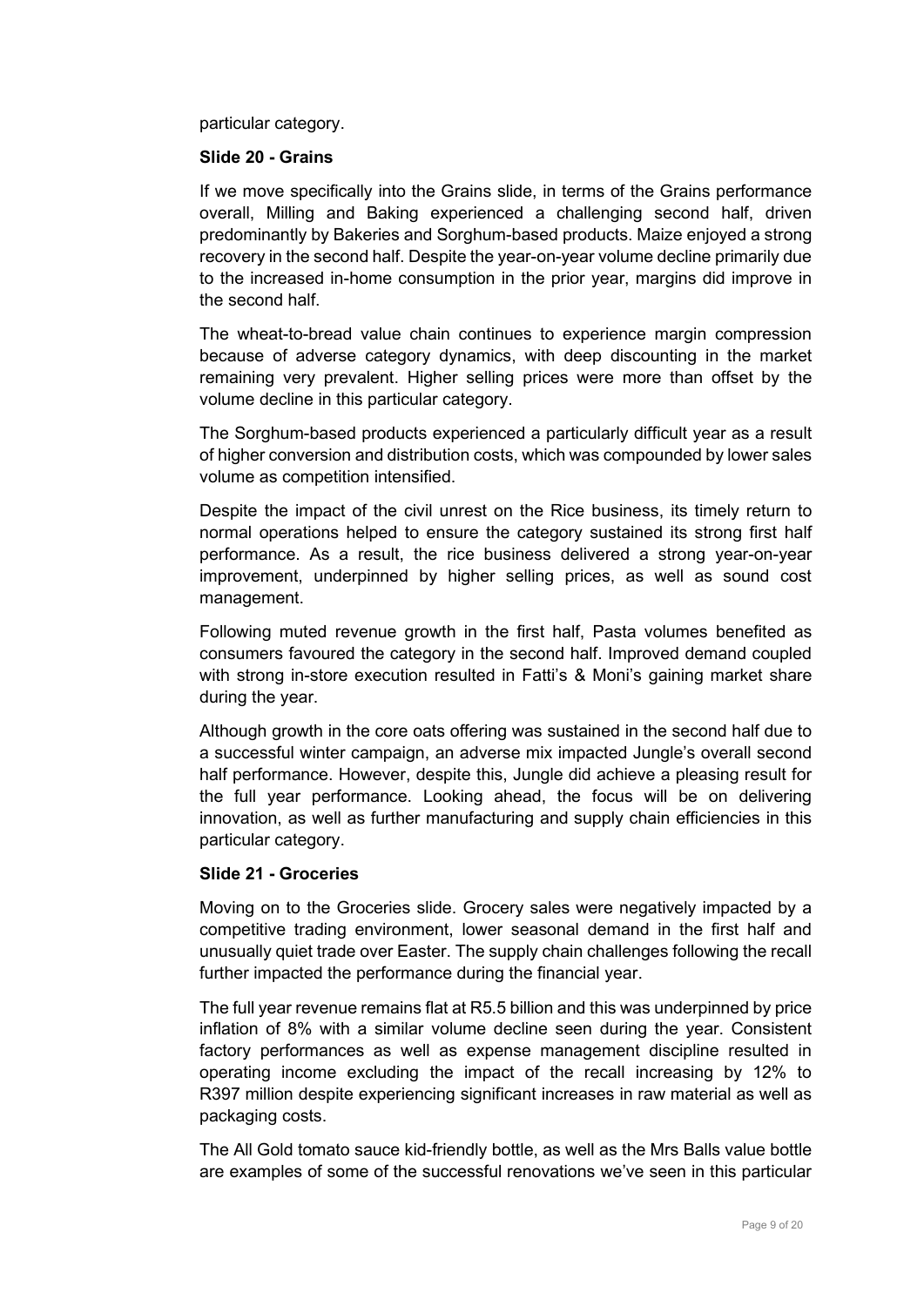particular category.

**Slide 20 - Grains**

If we move specifically into the Grains slide, in terms of the Grains performance overall, Milling and Baking experienced a challenging second half, driven predominantly by Bakeries and Sorghum-based products. Maize enjoyed a strong recovery in the second half. Despite the year-on-year volume decline primarily due to the increased in-home consumption in the prior year, margins did improve in the second half.

The wheat-to-bread value chain continues to experience margin compression because of adverse category dynamics, with deep discounting in the market remaining very prevalent. Higher selling prices were more than offset by the volume decline in this particular category.

The Sorghum-based products experienced a particularly difficult year as a result of higher conversion and distribution costs, which was compounded by lower sales volume as competition intensified.

Despite the impact of the civil unrest on the Rice business, its timely return to normal operations helped to ensure the category sustained its strong first half performance. As a result, the rice business delivered a strong year-on-year improvement, underpinned by higher selling prices, as well as sound cost management.

Following muted revenue growth in the first half, Pasta volumes benefited as consumers favoured the category in the second half. Improved demand coupled with strong in-store execution resulted in Fatti's & Moni's gaining market share during the year.

Although growth in the core oats offering was sustained in the second half due to a successful winter campaign, an adverse mix impacted Jungle's overall second half performance. However, despite this, Jungle did achieve a pleasing result for the full year performance. Looking ahead, the focus will be on delivering innovation, as well as further manufacturing and supply chain efficiencies in this particular category.

**Slide 21 - Groceries**

Moving on to the Groceries slide. Grocery sales were negatively impacted by a competitive trading environment, lower seasonal demand in the first half and unusually quiet trade over Easter. The supply chain challenges following the recall further impacted the performance during the financial year.

The full year revenue remains flat at R5.5 billion and this was underpinned by price inflation of 8% with a similar volume decline seen during the year. Consistent factory performances as well as expense management discipline resulted in operating income excluding the impact of the recall increasing by 12% to R397 million despite experiencing significant increases in raw material as well as packaging costs.

The All Gold tomato sauce kid-friendly bottle, as well as the Mrs Balls value bottle are examples of some of the successful renovations we've seen in this particular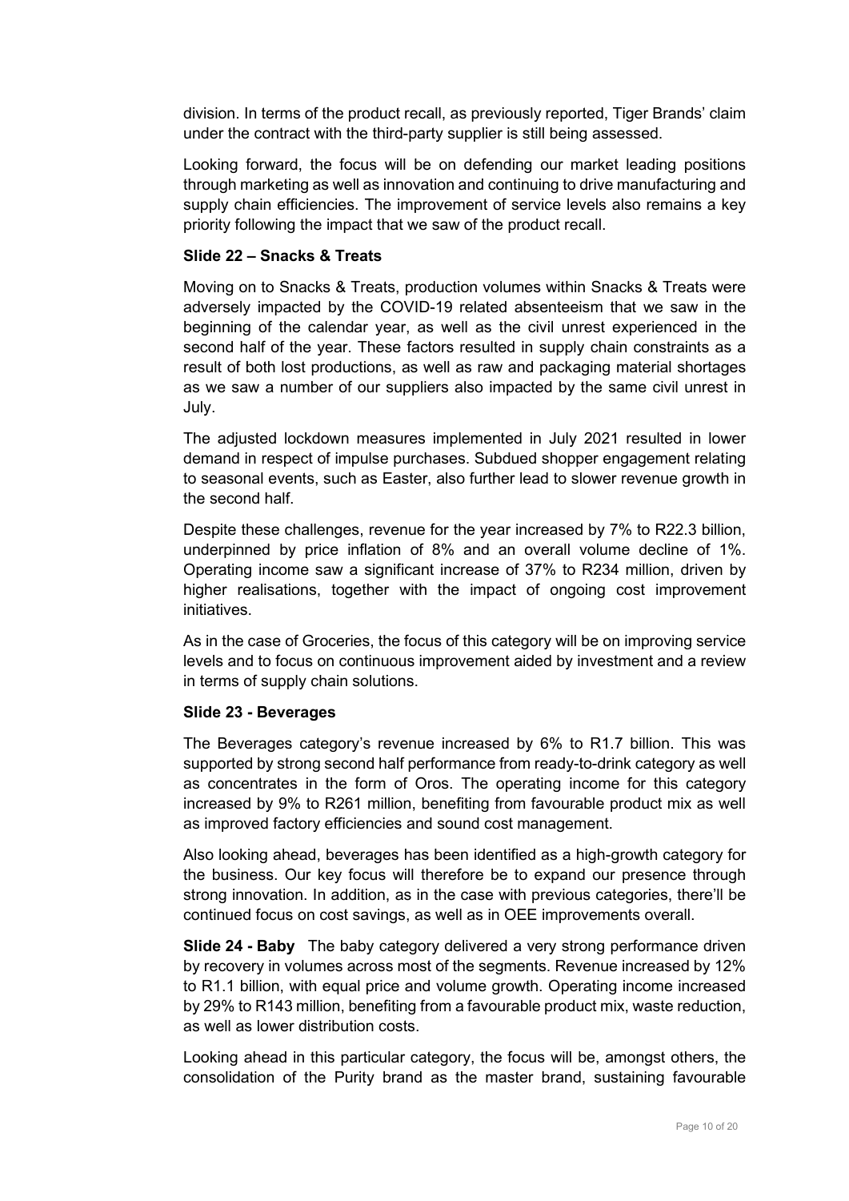division. In terms of the product recall, as previously reported, Tiger Brands' claim under the contract with the third-party supplier is still being assessed.

Looking forward, the focus will be on defending our market leading positions through marketing as well as innovation and continuing to drive manufacturing and supply chain efficiencies. The improvement of service levels also remains a key priority following the impact that we saw of the product recall.

**Slide 22 – Snacks & Treats**

Moving on to Snacks & Treats, production volumes within Snacks & Treats were adversely impacted by the COVID-19 related absenteeism that we saw in the beginning of the calendar year, as well as the civil unrest experienced in the second half of the year. These factors resulted in supply chain constraints as a result of both lost productions, as well as raw and packaging material shortages as we saw a number of our suppliers also impacted by the same civil unrest in July.

The adjusted lockdown measures implemented in July 2021 resulted in lower demand in respect of impulse purchases. Subdued shopper engagement relating to seasonal events, such as Easter, also further lead to slower revenue growth in the second half.

Despite these challenges, revenue for the year increased by 7% to R22.3 billion, underpinned by price inflation of 8% and an overall volume decline of 1%. Operating income saw a significant increase of 37% to R234 million, driven by higher realisations, together with the impact of ongoing cost improvement initiatives.

As in the case of Groceries, the focus of this category will be on improving service levels and to focus on continuous improvement aided by investment and a review in terms of supply chain solutions.

**Slide 23 - Beverages**

The Beverages category's revenue increased by 6% to R1.7 billion. This was supported by strong second half performance from ready-to-drink category as well as concentrates in the form of Oros. The operating income for this category increased by 9% to R261 million, benefiting from favourable product mix as well as improved factory efficiencies and sound cost management.

Also looking ahead, beverages has been identified as a high-growth category for the business. Our key focus will therefore be to expand our presence through strong innovation. In addition, as in the case with previous categories, there'll be continued focus on cost savings, as well as in OEE improvements overall.

**Slide 24 - Baby** The baby category delivered a very strong performance driven by recovery in volumes across most of the segments. Revenue increased by 12% to R1.1 billion, with equal price and volume growth. Operating income increased by 29% to R143 million, benefiting from a favourable product mix, waste reduction, as well as lower distribution costs.

Looking ahead in this particular category, the focus will be, amongst others, the consolidation of the Purity brand as the master brand, sustaining favourable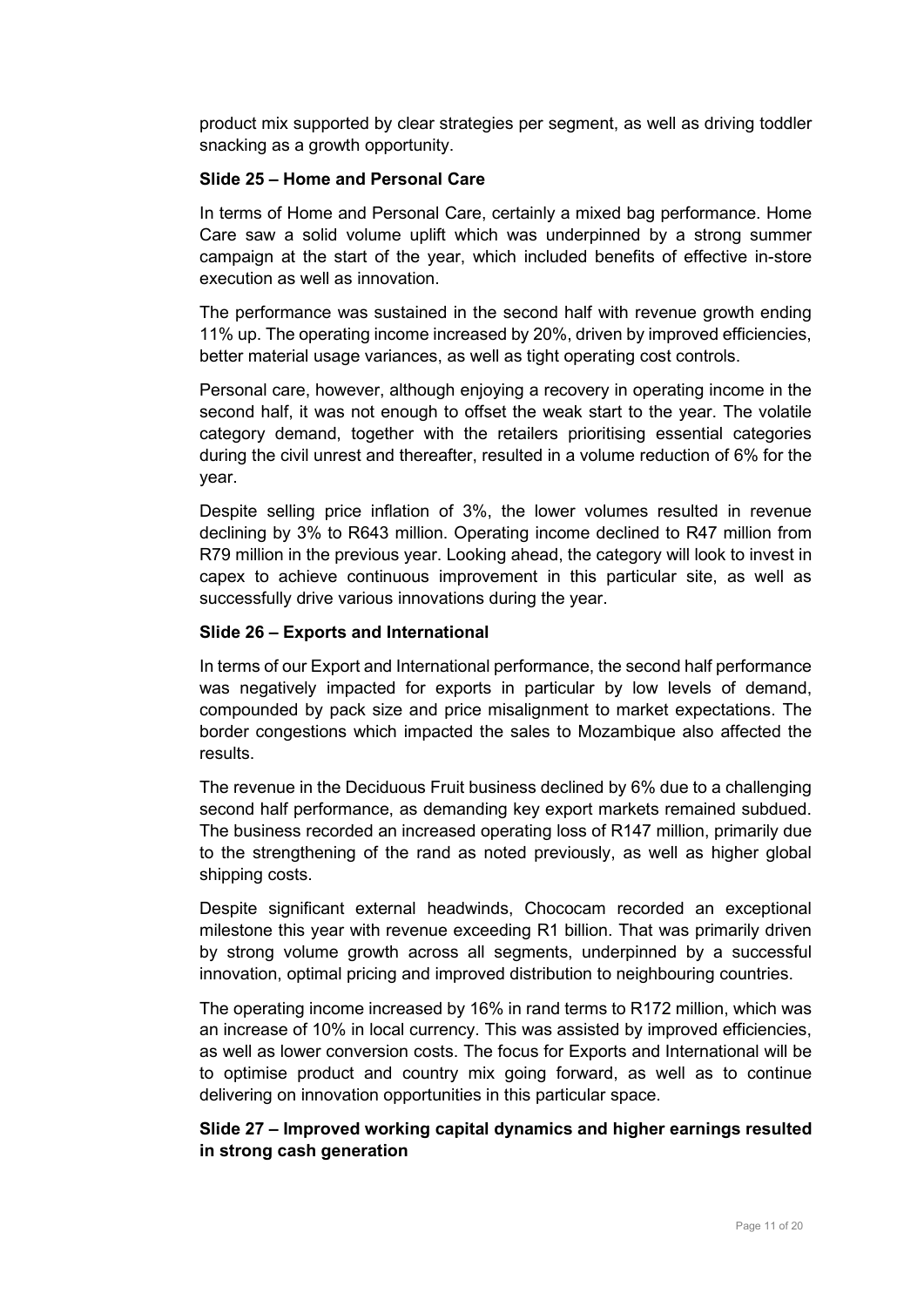product mix supported by clear strategies per segment, as well as driving toddler snacking as a growth opportunity.

**Slide 25 – Home and Personal Care**

In terms of Home and Personal Care, certainly a mixed bag performance. Home Care saw a solid volume uplift which was underpinned by a strong summer campaign at the start of the year, which included benefits of effective in-store execution as well as innovation.

The performance was sustained in the second half with revenue growth ending 11% up. The operating income increased by 20%, driven by improved efficiencies, better material usage variances, as well as tight operating cost controls.

Personal care, however, although enjoying a recovery in operating income in the second half, it was not enough to offset the weak start to the year. The volatile category demand, together with the retailers prioritising essential categories during the civil unrest and thereafter, resulted in a volume reduction of 6% for the year.

Despite selling price inflation of 3%, the lower volumes resulted in revenue declining by 3% to R643 million. Operating income declined to R47 million from R79 million in the previous year. Looking ahead, the category will look to invest in capex to achieve continuous improvement in this particular site, as well as successfully drive various innovations during the year.

**Slide 26 – Exports and International**

In terms of our Export and International performance, the second half performance was negatively impacted for exports in particular by low levels of demand, compounded by pack size and price misalignment to market expectations. The border congestions which impacted the sales to Mozambique also affected the results.

The revenue in the Deciduous Fruit business declined by 6% due to a challenging second half performance, as demanding key export markets remained subdued. The business recorded an increased operating loss of R147 million, primarily due to the strengthening of the rand as noted previously, as well as higher global shipping costs.

Despite significant external headwinds, Chococam recorded an exceptional milestone this year with revenue exceeding R1 billion. That was primarily driven by strong volume growth across all segments, underpinned by a successful innovation, optimal pricing and improved distribution to neighbouring countries.

The operating income increased by 16% in rand terms to R172 million, which was an increase of 10% in local currency. This was assisted by improved efficiencies, as well as lower conversion costs. The focus for Exports and International will be to optimise product and country mix going forward, as well as to continue delivering on innovation opportunities in this particular space.

**Slide 27 – Improved working capital dynamics and higher earnings resulted in strong cash generation**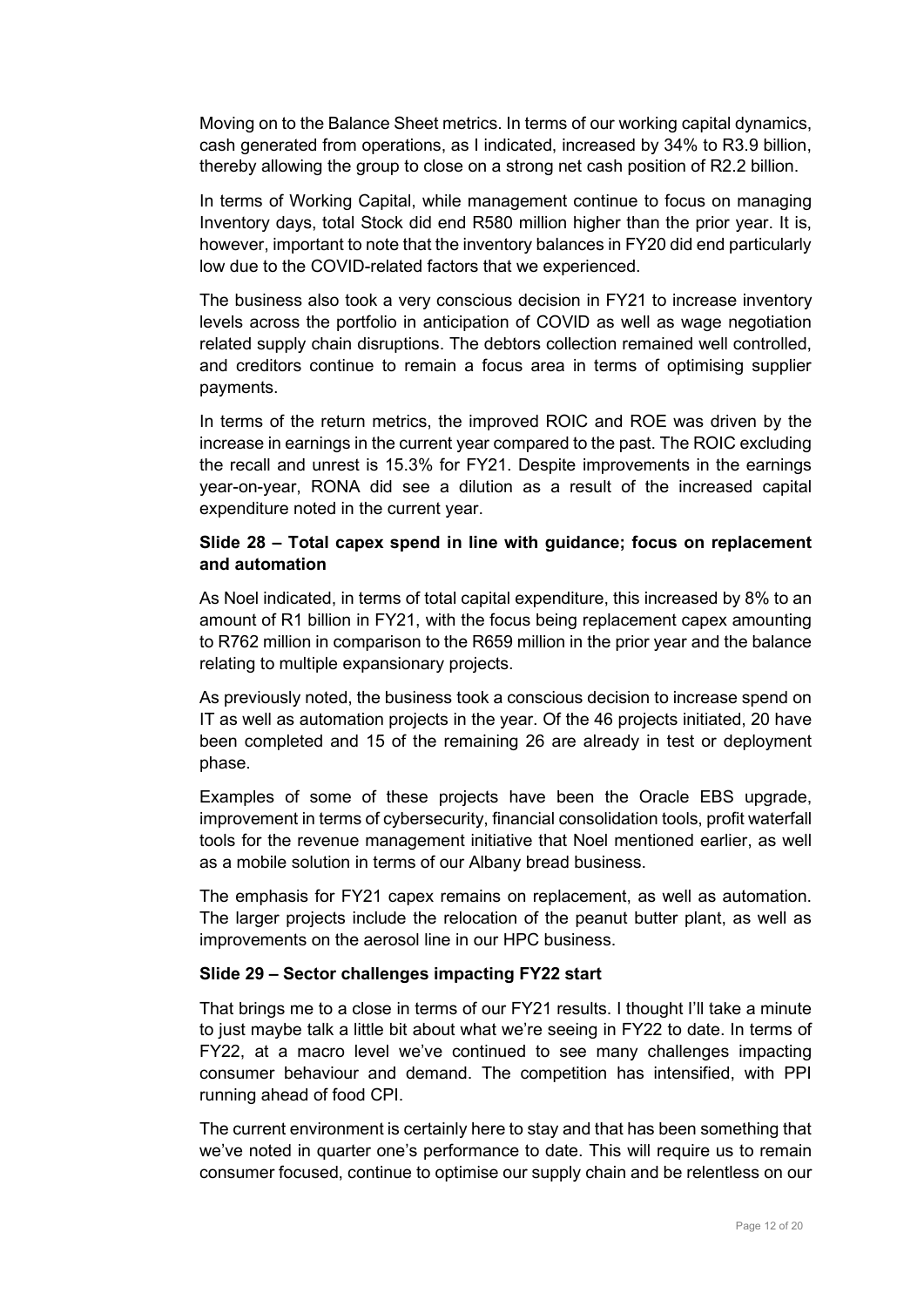Moving on to the Balance Sheet metrics. In terms of our working capital dynamics, cash generated from operations, as I indicated, increased by 34% to R3.9 billion, thereby allowing the group to close on a strong net cash position of R2.2 billion.

In terms of Working Capital, while management continue to focus on managing Inventory days, total Stock did end R580 million higher than the prior year. It is, however, important to note that the inventory balances in FY20 did end particularly low due to the COVID-related factors that we experienced.

The business also took a very conscious decision in FY21 to increase inventory levels across the portfolio in anticipation of COVID as well as wage negotiation related supply chain disruptions. The debtors collection remained well controlled, and creditors continue to remain a focus area in terms of optimising supplier payments.

In terms of the return metrics, the improved ROIC and ROE was driven by the increase in earnings in the current year compared to the past. The ROIC excluding the recall and unrest is 15.3% for FY21. Despite improvements in the earnings year-on-year, RONA did see a dilution as a result of the increased capital expenditure noted in the current year.

### Slide 28 – Total capex spend in line with guidance; focus on replacement and automation

As Noel indicated, in terms of total capital expenditure, this increased by 8% to an amount of R1 billion in FY21, with the focus being replacement capex amounting to R762 million in comparison to the R659 million in the prior year and the balance relating to multiple expansionary projects.

As previously noted, the business took a conscious decision to increase spend on IT as well as automation projects in the year. Of the 46 projects initiated, 20 have been completed and 15 of the remaining 26 are already in test or deployment phase.

Examples of some of these projects have been the Oracle EBS upgrade, improvement in terms of cybersecurity, financial consolidation tools, profit waterfall tools for the revenue management initiative that Noel mentioned earlier, as well as a mobile solution in terms of our Albany bread business.

The emphasis for FY21 capex remains on replacement, as well as automation. The larger projects include the relocation of the peanut butter plant, as well as improvements on the aerosol line in our HPC business.

### Slide 29 – Sector challenges impacting FY22 start

That brings me to a close in terms of our FY21 results. I thought I'll take a minute to just maybe talk a little bit about what we're seeing in FY22 to date. In terms of FY22, at a macro level we've continued to see many challenges impacting consumer behaviour and demand. The competition has intensified, with PPI running ahead of food CPI.

The current environment is certainly here to stay and that has been something that we've noted in quarter one's performance to date. This will require us to remain consumer focused, continue to optimise our supply chain and be relentless on our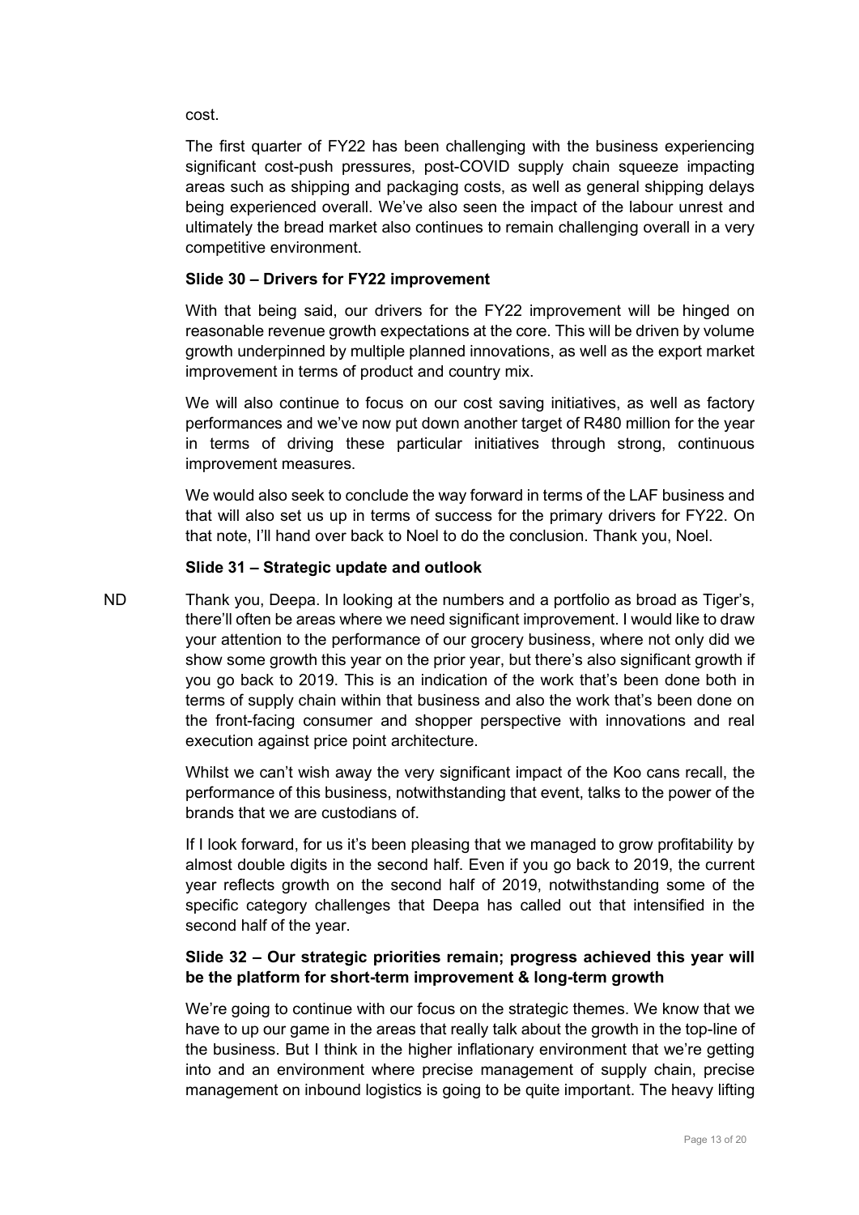cost.

The first quarter of FY22 has been challenging with the business experiencing significant cost-push pressures, post-COVID supply chain squeeze impacting areas such as shipping and packaging costs, as well as general shipping delays being experienced overall. We've also seen the impact of the labour unrest and ultimately the bread market also continues to remain challenging overall in a very competitive environment.

**Slide 30 – Drivers for FY22 improvement**

With that being said, our drivers for the FY22 improvement will be hinged on reasonable revenue growth expectations at the core. This will be driven by volume growth underpinned by multiple planned innovations, as well as the export market improvement in terms of product and country mix.

We will also continue to focus on our cost saving initiatives, as well as factory performances and we've now put down another target of R480 million for the year in terms of driving these particular initiatives through strong, continuous improvement measures.

We would also seek to conclude the way forward in terms of the LAF business and that will also set us up in terms of success for the primary drivers for FY22. On that note, I'll hand over back to Noel to do the conclusion. Thank you, Noel.

**Slide 31 – Strategic update and outlook**

ND Thank you, Deepa. In looking at the numbers and a portfolio as broad as Tiger's, there'll often be areas where we need significant improvement. I would like to draw your attention to the performance of our grocery business, where not only did we show some growth this year on the prior year, but there's also significant growth if you go back to 2019. This is an indication of the work that's been done both in terms of supply chain within that business and also the work that's been done on the front-facing consumer and shopper perspective with innovations and real execution against price point architecture.

Whilst we can't wish away the very significant impact of the Koo cans recall, the performance of this business, notwithstanding that event, talks to the power of the brands that we are custodians of.

If I look forward, for us it's been pleasing that we managed to grow profitability by almost double digits in the second half. Even if you go back to 2019, the current year reflects growth on the second half of 2019, notwithstanding some of the specific category challenges that Deepa has called out that intensified in the second half of the year.

**Slide 32 – Our strategic priorities remain; progress achieved this year will be the platform for short-term improvement & long-term growth**

We're going to continue with our focus on the strategic themes. We know that we have to up our game in the areas that really talk about the growth in the top-line of the business. But I think in the higher inflationary environment that we're getting into and an environment where precise management of supply chain, precise management on inbound logistics is going to be quite important. The heavy lifting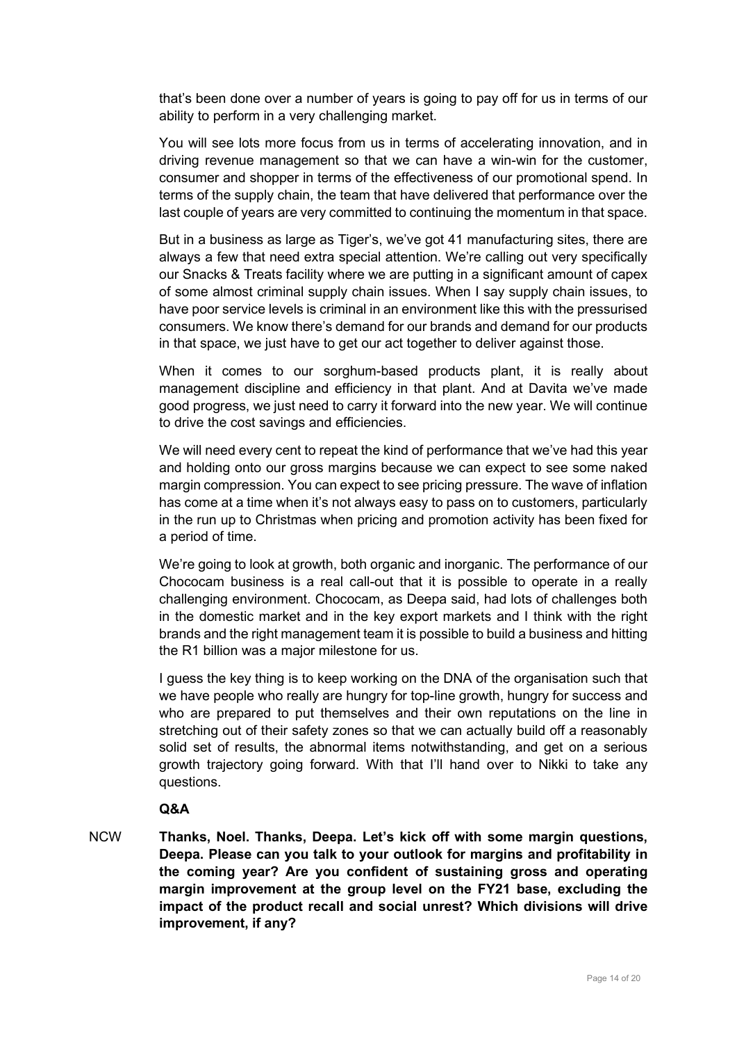that's been done over a number of years is going to pay off for us in terms of our ability to perform in a very challenging market.

You will see lots more focus from us in terms of accelerating innovation, and in driving revenue management so that we can have a win-win for the customer, consumer and shopper in terms of the effectiveness of our promotional spend. In terms of the supply chain, the team that have delivered that performance over the last couple of years are very committed to continuing the momentum in that space.

But in a business as large as Tiger's, we've got 41 manufacturing sites, there are always a few that need extra special attention. We're calling out very specifically our Snacks & Treats facility where we are putting in a significant amount of capex of some almost criminal supply chain issues. When I say supply chain issues, to have poor service levels is criminal in an environment like this with the pressurised consumers. We know there's demand for our brands and demand for our products in that space, we just have to get our act together to deliver against those.

When it comes to our sorghum-based products plant, it is really about management discipline and efficiency in that plant. And at Davita we've made good progress, we just need to carry it forward into the new year. We will continue to drive the cost savings and efficiencies.

We will need every cent to repeat the kind of performance that we've had this year and holding onto our gross margins because we can expect to see some naked margin compression. You can expect to see pricing pressure. The wave of inflation has come at a time when it's not always easy to pass on to customers, particularly in the run up to Christmas when pricing and promotion activity has been fixed for a period of time.

We're going to look at growth, both organic and inorganic. The performance of our Chococam business is a real call-out that it is possible to operate in a really challenging environment. Chococam, as Deepa said, had lots of challenges both in the domestic market and in the key export markets and I think with the right brands and the right management team it is possible to build a business and hitting the R1 billion was a major milestone for us.

I guess the key thing is to keep working on the DNA of the organisation such that we have people who really are hungry for top-line growth, hungry for success and who are prepared to put themselves and their own reputations on the line in stretching out of their safety zones so that we can actually build off a reasonably solid set of results, the abnormal items notwithstanding, and get on a serious growth trajectory going forward. With that I'll hand over to Nikki to take any questions.

**Q&A**

NCW **Thanks, Noel. Thanks, Deepa. Let's kick off with some margin questions, Deepa. Please can you talk to your outlook for margins and profitability in the coming year? Are you confident of sustaining gross and operating margin improvement at the group level on the FY21 base, excluding the impact of the product recall and social unrest? Which divisions will drive improvement, if any?**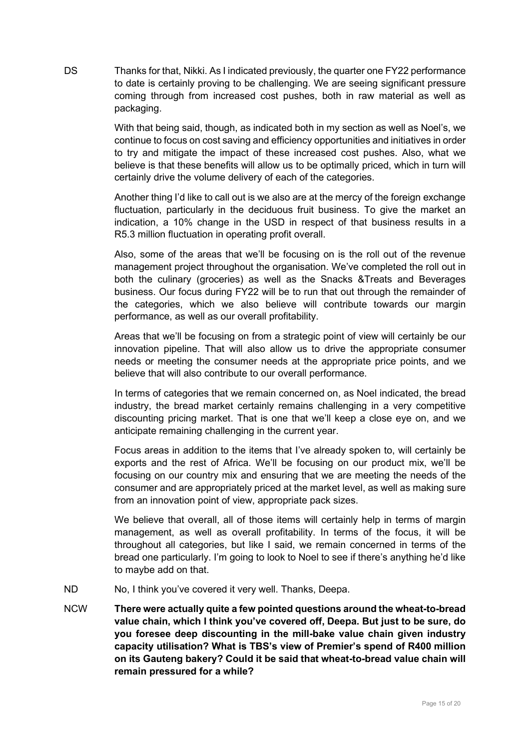DS Thanks for that, Nikki. As I indicated previously, the quarter one FY22 performance to date is certainly proving to be challenging. We are seeing significant pressure coming through from increased cost pushes, both in raw material as well as packaging.

With that being said, though, as indicated both in my section as well as Noel's, we continue to focus on cost saving and efficiency opportunities and initiatives in order to try and mitigate the impact of these increased cost pushes. Also, what we believe is that these benefits will allow us to be optimally priced, which in turn will certainly drive the volume delivery of each of the categories.

Another thing I'd like to call out is we also are at the mercy of the foreign exchange fluctuation, particularly in the deciduous fruit business. To give the market an indication, a 10% change in the USD in respect of that business results in a R5.3 million fluctuation in operating profit overall.

Also, some of the areas that we'll be focusing on is the roll out of the revenue management project throughout the organisation. We've completed the roll out in both the culinary (groceries) as well as the Snacks &Treats and Beverages business. Our focus during FY22 will be to run that out through the remainder of the categories, which we also believe will contribute towards our margin performance, as well as our overall profitability.

Areas that we'll be focusing on from a strategic point of view will certainly be our innovation pipeline. That will also allow us to drive the appropriate consumer needs or meeting the consumer needs at the appropriate price points, and we believe that will also contribute to our overall performance.

In terms of categories that we remain concerned on, as Noel indicated, the bread industry, the bread market certainly remains challenging in a very competitive discounting pricing market. That is one that we'll keep a close eye on, and we anticipate remaining challenging in the current year.

Focus areas in addition to the items that I've already spoken to, will certainly be exports and the rest of Africa. We'll be focusing on our product mix, we'll be focusing on our country mix and ensuring that we are meeting the needs of the consumer and are appropriately priced at the market level, as well as making sure from an innovation point of view, appropriate pack sizes.

We believe that overall, all of those items will certainly help in terms of margin management, as well as overall profitability. In terms of the focus, it will be throughout all categories, but like I said, we remain concerned in terms of the bread one particularly. I'm going to look to Noel to see if there's anything he'd like to maybe add on that.

ND No, I think you've covered it very well. Thanks, Deepa.

NCW **There were actually quite a few pointed questions around the wheat-to-bread value chain, which I think you've covered off, Deepa. But just to be sure, do you foresee deep discounting in the mill-bake value chain given industry capacity utilisation? What is TBS's view of Premier's spend of R400 million on its Gauteng bakery? Could it be said that wheat-to-bread value chain will remain pressured for a while?**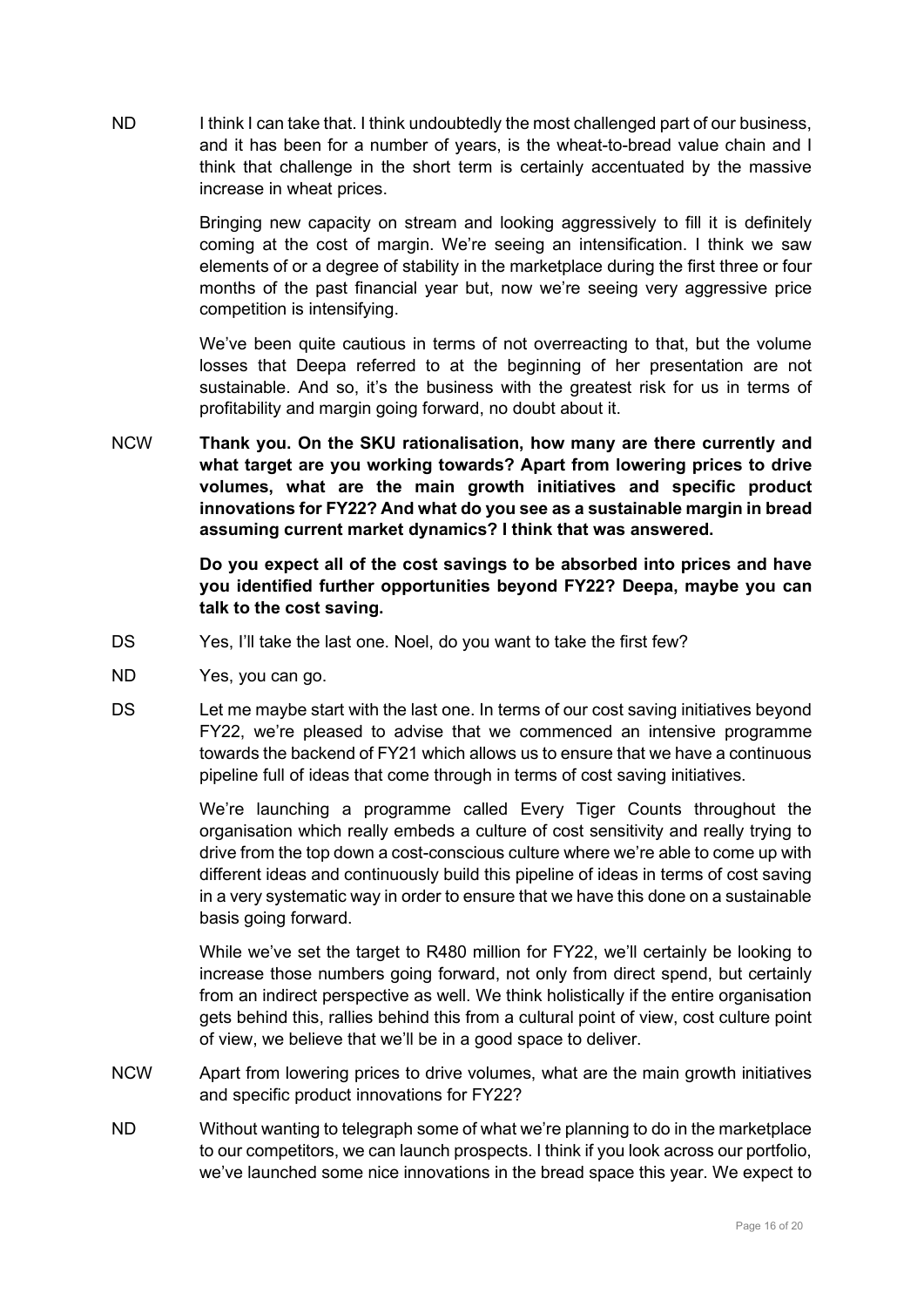ND I think I can take that. I think undoubtedly the most challenged part of our business, and it has been for a number of years, is the wheat-to-bread value chain and I think that challenge in the short term is certainly accentuated by the massive increase in wheat prices.

Bringing new capacity on stream and looking aggressively to fill it is definitely coming at the cost of margin. We're seeing an intensification. I think we saw elements of or a degree of stability in the marketplace during the first three or four months of the past financial year but, now we're seeing very aggressive price competition is intensifying.

We've been quite cautious in terms of not overreacting to that, but the volume losses that Deepa referred to at the beginning of her presentation are not sustainable. And so, it's the business with the greatest risk for us in terms of profitability and margin going forward, no doubt about it.

NCW **Thank you. On the SKU rationalisation, how many are there currently and what target are you working towards? Apart from lowering prices to drive volumes, what are the main growth initiatives and specific product innovations for FY22? And what do you see as a sustainable margin in bread assuming current market dynamics? I think that was answered.**

**Do you expect all of the cost savings to be absorbed into prices and have you identified further opportunities beyond FY22? Deepa, maybe you can talk to the cost saving.**

DS Yes, I'll take the last one. Noel, do you want to take the first few?

ND Yes, you can go.

DS Let me maybe start with the last one. In terms of our cost saving initiatives beyond FY22, we're pleased to advise that we commenced an intensive programme towards the backend of FY21 which allows us to ensure that we have a continuous pipeline full of ideas that come through in terms of cost saving initiatives.

We're launching a programme called Every Tiger Counts throughout the organisation which really embeds a culture of cost sensitivity and really trying to drive from the top down a cost-conscious culture where we're able to come up with different ideas and continuously build this pipeline of ideas in terms of cost saving in a very systematic way in order to ensure that we have this done on a sustainable basis going forward.

While we've set the target to R480 million for FY22, we'll certainly be looking to increase those numbers going forward, not only from direct spend, but certainly from an indirect perspective as well. We think holistically if the entire organisation gets behind this, rallies behind this from a cultural point of view, cost culture point of view, we believe that we'll be in a good space to deliver.

NCW Apart from lowering prices to drive volumes, what are the main growth initiatives and specific product innovations for FY22?

ND Without wanting to telegraph some of what we're planning to do in the marketplace to our competitors, we can launch prospects. I think if you look across our portfolio, we've launched some nice innovations in the bread space this year. We expect to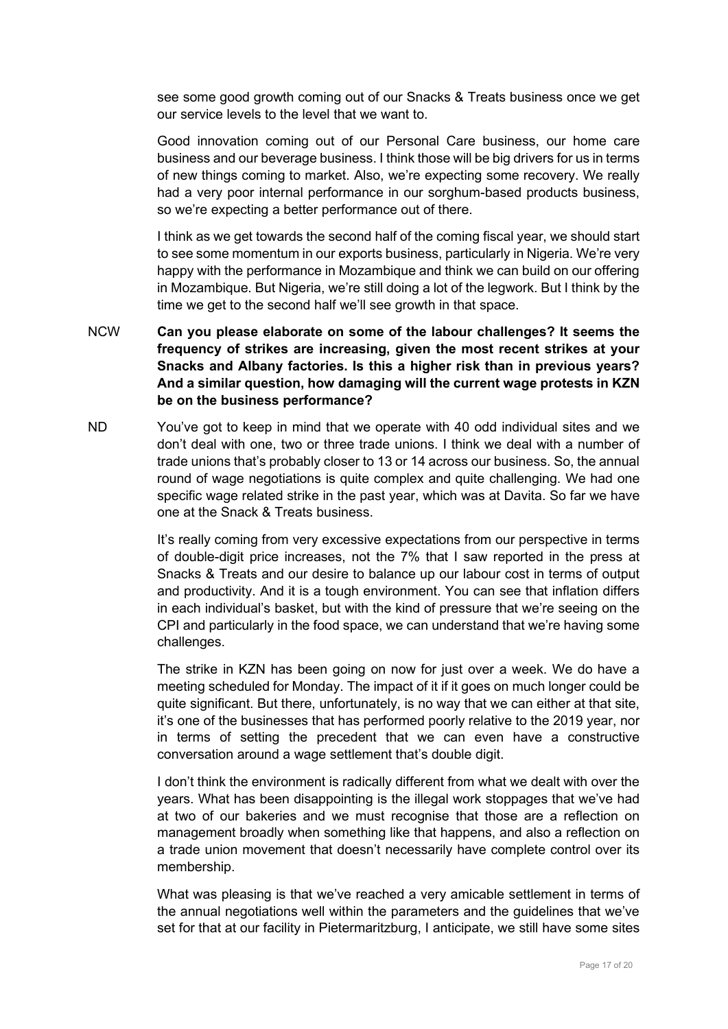see some good growth coming out of our Snacks & Treats business once we get our service levels to the level that we want to.

Good innovation coming out of our Personal Care business, our home care business and our beverage business. I think those will be big drivers for us in terms of new things coming to market. Also, we're expecting some recovery. We really had a very poor internal performance in our sorghum-based products business, so we're expecting a better performance out of there.

I think as we get towards the second half of the coming fiscal year, we should start to see some momentum in our exports business, particularly in Nigeria. We're very happy with the performance in Mozambique and think we can build on our offering in Mozambique. But Nigeria, we're still doing a lot of the legwork. But I think by the time we get to the second half we'll see growth in that space.

NCW **Can you please elaborate on some of the labour challenges? It seems the frequency of strikes are increasing, given the most recent strikes at your Snacks and Albany factories. Is this a higher risk than in previous years? And a similar question, how damaging will the current wage protests in KZN be on the business performance?**

ND You've got to keep in mind that we operate with 40 odd individual sites and we don't deal with one, two or three trade unions. I think we deal with a number of trade unions that's probably closer to 13 or 14 across our business. So, the annual round of wage negotiations is quite complex and quite challenging. We had one specific wage related strike in the past year, which was at Davita. So far we have one at the Snack & Treats business.

It's really coming from very excessive expectations from our perspective in terms of double-digit price increases, not the 7% that I saw reported in the press at Snacks & Treats and our desire to balance up our labour cost in terms of output and productivity. And it is a tough environment. You can see that inflation differs in each individual's basket, but with the kind of pressure that we're seeing on the CPI and particularly in the food space, we can understand that we're having some challenges.

The strike in KZN has been going on now for just over a week. We do have a meeting scheduled for Monday. The impact of it if it goes on much longer could be quite significant. But there, unfortunately, is no way that we can either at that site, it's one of the businesses that has performed poorly relative to the 2019 year, nor in terms of setting the precedent that we can even have a constructive conversation around a wage settlement that's double digit.

I don't think the environment is radically different from what we dealt with over the years. What has been disappointing is the illegal work stoppages that we've had at two of our bakeries and we must recognise that those are a reflection on management broadly when something like that happens, and also a reflection on a trade union movement that doesn't necessarily have complete control over its membership.

What was pleasing is that we've reached a very amicable settlement in terms of the annual negotiations well within the parameters and the guidelines that we've set for that at our facility in Pietermaritzburg, I anticipate, we still have some sites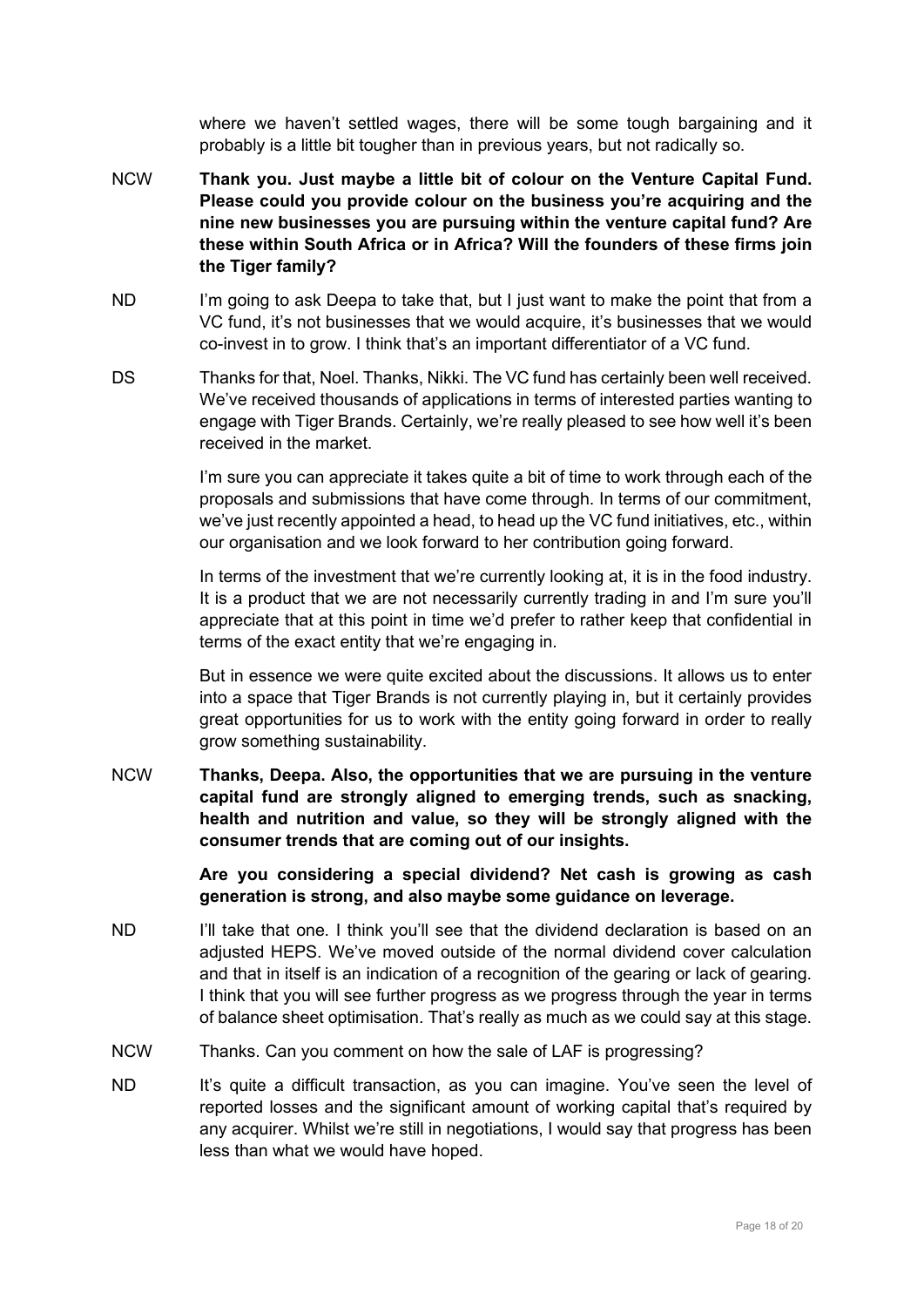where we haven't settled wages, there will be some tough bargaining and it probably is a little bit tougher than in previous years, but not radically so.

NCW **Thank you. Just maybe a little bit of colour on the Venture Capital Fund. Please could you provide colour on the business you're acquiring and the nine new businesses you are pursuing within the venture capital fund? Are these within South Africa or in Africa? Will the founders of these firms join the Tiger family?**

ND I'm going to ask Deepa to take that, but I just want to make the point that from a VC fund, it's not businesses that we would acquire, it's businesses that we would co-invest in to grow. I think that's an important differentiator of a VC fund.

DS Thanks for that, Noel. Thanks, Nikki. The VC fund has certainly been well received. We've received thousands of applications in terms of interested parties wanting to engage with Tiger Brands. Certainly, we're really pleased to see how well it's been received in the market.

I'm sure you can appreciate it takes quite a bit of time to work through each of the proposals and submissions that have come through. In terms of our commitment, we've just recently appointed a head, to head up the VC fund initiatives, etc., within our organisation and we look forward to her contribution going forward.

In terms of the investment that we're currently looking at, it is in the food industry. It is a product that we are not necessarily currently trading in and I'm sure you'll appreciate that at this point in time we'd prefer to rather keep that confidential in terms of the exact entity that we're engaging in.

But in essence we were quite excited about the discussions. It allows us to enter into a space that Tiger Brands is not currently playing in, but it certainly provides great opportunities for us to work with the entity going forward in order to really grow something sustainability.

NCW **Thanks, Deepa. Also, the opportunities that we are pursuing in the venture capital fund are strongly aligned to emerging trends, such as snacking, health and nutrition and value, so they will be strongly aligned with the consumer trends that are coming out of our insights.**

**Are you considering a special dividend? Net cash is growing as cash generation is strong, and also maybe some guidance on leverage.**

ND I'll take that one. I think you'll see that the dividend declaration is based on an adjusted HEPS. We've moved outside of the normal dividend cover calculation and that in itself is an indication of a recognition of the gearing or lack of gearing. I think that you will see further progress as we progress through the year in terms of balance sheet optimisation. That's really as much as we could say at this stage.

NCW Thanks. Can you comment on how the sale of LAF is progressing?

ND It's quite a difficult transaction, as you can imagine. You've seen the level of reported losses and the significant amount of working capital that's required by any acquirer. Whilst we're still in negotiations, I would say that progress has been less than what we would have hoped.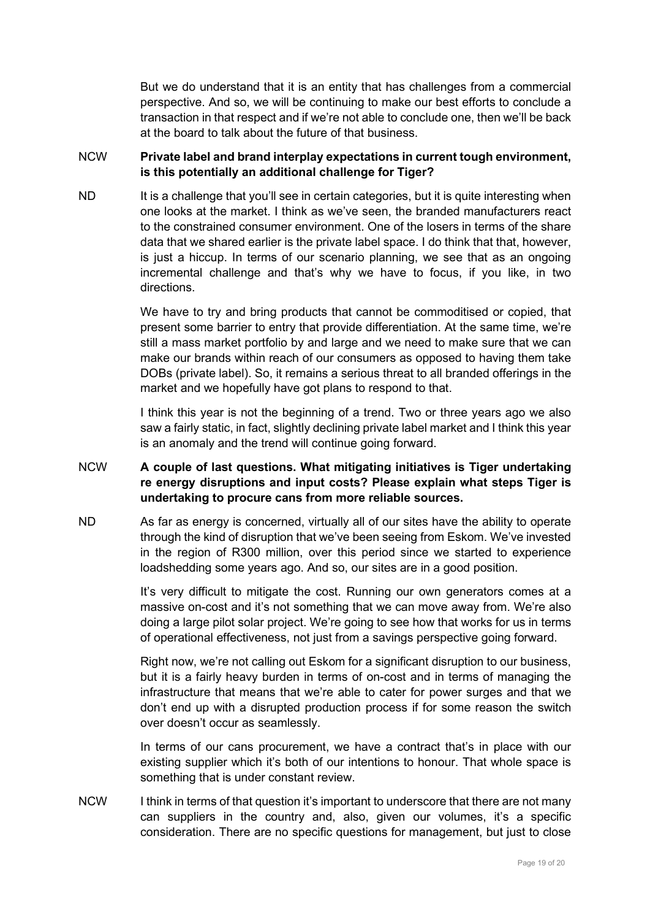But we do understand that it is an entity that has challenges from a commercial perspective. And so, we will be continuing to make our best efforts to conclude a transaction in that respect and if we're not able to conclude one, then we'll be back at the board to talk about the future of that business.

NCW **Private label and brand interplay expectations in current tough environment, is this potentially an additional challenge for Tiger?**

ND It is a challenge that you'll see in certain categories, but it is quite interesting when one looks at the market. I think as we've seen, the branded manufacturers react to the constrained consumer environment. One of the losers in terms of the share data that we shared earlier is the private label space. I do think that that, however, is just a hiccup. In terms of our scenario planning, we see that as an ongoing incremental challenge and that's why we have to focus, if you like, in two directions.

We have to try and bring products that cannot be commoditised or copied, that present some barrier to entry that provide differentiation. At the same time, we're still a mass market portfolio by and large and we need to make sure that we can make our brands within reach of our consumers as opposed to having them take DOBs (private label). So, it remains a serious threat to all branded offerings in the market and we hopefully have got plans to respond to that.

I think this year is not the beginning of a trend. Two or three years ago we also saw a fairly static, in fact, slightly declining private label market and I think this year is an anomaly and the trend will continue going forward.

NCW **A couple of last questions. What mitigating initiatives is Tiger undertaking re energy disruptions and input costs? Please explain what steps Tiger is undertaking to procure cans from more reliable sources.**

ND As far as energy is concerned, virtually all of our sites have the ability to operate through the kind of disruption that we've been seeing from Eskom. We've invested in the region of R300 million, over this period since we started to experience loadshedding some years ago. And so, our sites are in a good position.

It's very difficult to mitigate the cost. Running our own generators comes at a massive on-cost and it's not something that we can move away from. We're also doing a large pilot solar project. We're going to see how that works for us in terms of operational effectiveness, not just from a savings perspective going forward.

Right now, we're not calling out Eskom for a significant disruption to our business, but it is a fairly heavy burden in terms of on-cost and in terms of managing the infrastructure that means that we're able to cater for power surges and that we don't end up with a disrupted production process if for some reason the switch over doesn't occur as seamlessly.

In terms of our cans procurement, we have a contract that's in place with our existing supplier which it's both of our intentions to honour. That whole space is something that is under constant review.

NCW I think in terms of that question it's important to underscore that there are not many can suppliers in the country and, also, given our volumes, it's a specific consideration. There are no specific questions for management, but just to close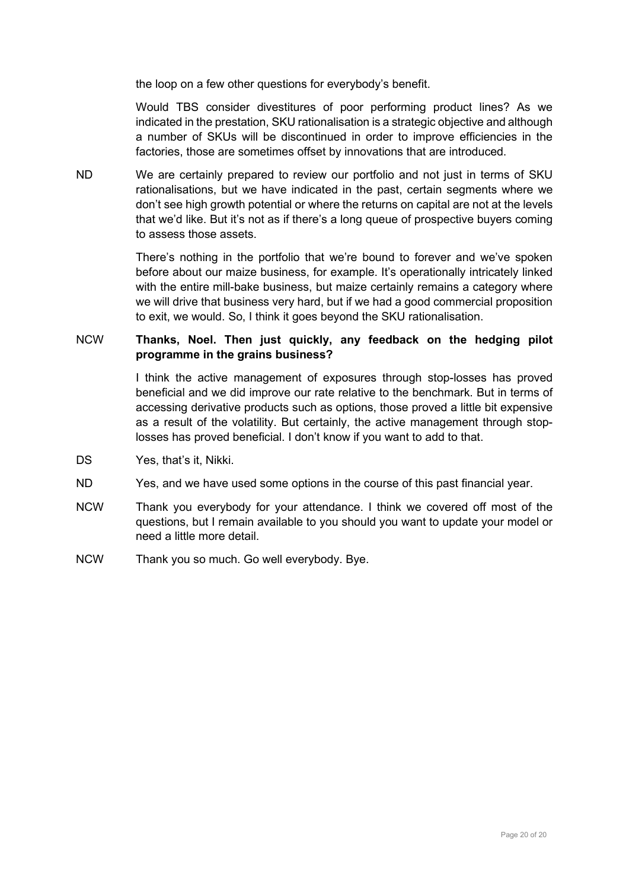the loop on a few other questions for everybody's benefit.

Would TBS consider divestitures of poor performing product lines? As we indicated in the prestation, SKU rationalisation is a strategic objective and although a number of SKUs will be discontinued in order to improve efficiencies in the factories, those are sometimes offset by innovations that are introduced.

ND We are certainly prepared to review our portfolio and not just in terms of SKU rationalisations, but we have indicated in the past, certain segments where we don't see high growth potential or where the returns on capital are not at the levels that we'd like. But it's not as if there's a long queue of prospective buyers coming to assess those assets.

There's nothing in the portfolio that we're bound to forever and we've spoken before about our maize business, for example. It's operationally intricately linked with the entire mill-bake business, but maize certainly remains a category where we will drive that business very hard, but if we had a good commercial proposition to exit, we would. So, I think it goes beyond the SKU rationalisation.

NCW **Thanks, Noel. Then just quickly, any feedback on the hedging pilot programme in the grains business?**

I think the active management of exposures through stop-losses has proved beneficial and we did improve our rate relative to the benchmark. But in terms of accessing derivative products such as options, those proved a little bit expensive as a result of the volatility. But certainly, the active management through stop-losses has proved beneficial. I don't know if you want to add to that.

DS Yes, that's it, Nikki.

ND Yes, and we have used some options in the course of this past financial year.

NCW Thank you everybody for your attendance. I think we covered off most of the questions, but I remain available to you should you want to update your model or need a little more detail.

NCW Thank you so much. Go well everybody. Bye.